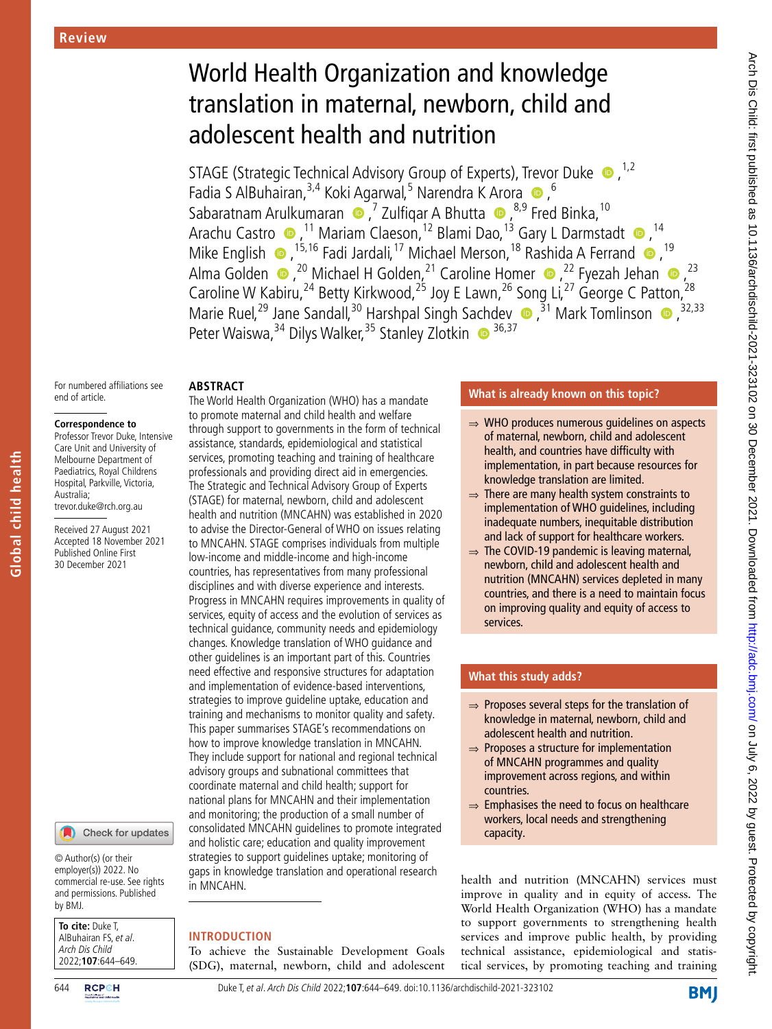Review

# World Health Organization and knowledge translation in maternal, newborn, child and adolescent health and nutrition

STAGE (Strategic Technical Advisory Group of Experts), Trevor Duke [1,2], Fadia S AlBuhairan,[3,4] Koki Agarwal,[5] Narendra K Arora [6], Sabaratnam Arulkumaran [7], Zulfiqar A Bhutta [8,9], Fred Binka,[10] Arachu Castro [11], Mariam Claeson,[12] Blami Dao,[13] Gary L Darmstadt [14], Mike English [15,16], Fadi Jardali,[17] Michael Merson,[18] Rashida A Ferrand [19], Alma Golden [20], Michael H Golden,[21] Caroline Homer [22], Fyezah Jehan [23], Caroline W Kabiru,[24] Betty Kirkwood,[25] Joy E Lawn,[26] Song Li,[27] George C Patton,[28] Marie Ruel,[29] Jane Sandall,[30] Harshpal Singh Sachdev [31], Mark Tomlinson [32,33], Peter Waiswa,[34] Dilys Walker,[35] Stanley Zlotkin [36,37]

For numbered affiliations see end of article.

**Correspondence to**
Professor Trevor Duke, Intensive Care Unit and University of Melbourne Department of Paediatrics, Royal Childrens Hospital, Parkville, Victoria, Australia; trevor.duke@rch.org.au

Received 27 August 2021
Accepted 18 November 2021
Published Online First 30 December 2021

© Author(s) (or their employer(s)) 2022. No commercial re-use. See rights and permissions. Published by BMJ.

**To cite:** Duke T, AlBuhairan FS, *et al*. *Arch Dis Child* 2022;**107**:644–649.

## ABSTRACT

The World Health Organization (WHO) has a mandate to promote maternal and child health and welfare through support to governments in the form of technical assistance, standards, epidemiological and statistical services, promoting teaching and training of healthcare professionals and providing direct aid in emergencies. The Strategic and Technical Advisory Group of Experts (STAGE) for maternal, newborn, child and adolescent health and nutrition (MNCAHN) was established in 2020 to advise the Director-General of WHO on issues relating to MNCAHN. STAGE comprises individuals from multiple low-income and middle-income and high-income countries, has representatives from many professional disciplines and with diverse experience and interests. Progress in MNCAHN requires improvements in quality of services, equity of access and the evolution of services as technical guidance, community needs and epidemiology changes. Knowledge translation of WHO guidance and other guidelines is an important part of this. Countries need effective and responsive structures for adaptation and implementation of evidence-based interventions, strategies to improve guideline uptake, education and training and mechanisms to monitor quality and safety. This paper summarises STAGE's recommendations on how to improve knowledge translation in MNCAHN. They include support for national and regional technical advisory groups and subnational committees that coordinate maternal and child health; support for national plans for MNCAHN and their implementation and monitoring; the production of a small number of consolidated MNCAHN guidelines to promote integrated and holistic care; education and quality improvement strategies to support guidelines uptake; monitoring of gaps in knowledge translation and operational research in MNCAHN.

### What is already known on this topic?

- ⇒ WHO produces numerous guidelines on aspects of maternal, newborn, child and adolescent health, and countries have difficulty with implementation, in part because resources for knowledge translation are limited.
- ⇒ There are many health system constraints to implementation of WHO guidelines, including inadequate numbers, inequitable distribution and lack of support for healthcare workers.
- ⇒ The COVID-19 pandemic is leaving maternal, newborn, child and adolescent health and nutrition (MNCAHN) services depleted in many countries, and there is a need to maintain focus on improving quality and equity of access to services.

### What this study adds?

- ⇒ Proposes several steps for the translation of knowledge in maternal, newborn, child and adolescent health and nutrition.
- ⇒ Proposes a structure for implementation of MNCAHN programmes and quality improvement across regions, and within countries.
- ⇒ Emphasises the need to focus on healthcare workers, local needs and strengthening capacity.

## INTRODUCTION

To achieve the Sustainable Development Goals (SDG), maternal, newborn, child and adolescent health and nutrition (MNCAHN) services must improve in quality and in equity of access. The World Health Organization (WHO) has a mandate to support governments to strengthening health services and improve public health, by providing technical assistance, epidemiological and statistical services, by promoting teaching and training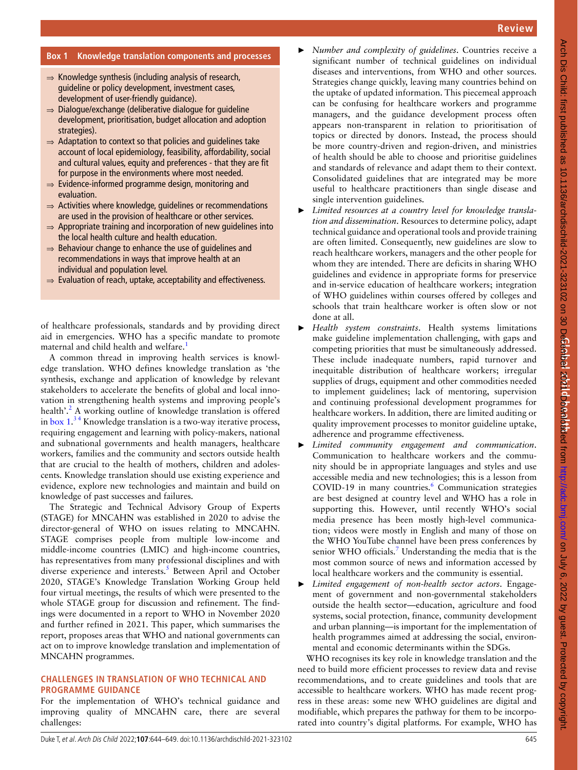## Box 1 Knowledge translation components and processes

- ⇒ Knowledge synthesis (including analysis of research, guideline or policy development, investment cases, development of user-friendly guidance).
- ⇒ Dialogue/exchange (deliberative dialogue for guideline development, prioritisation, budget allocation and adoption strategies).
- ⇒ Adaptation to context so that policies and guidelines take account of local epidemiology, feasibility, affordability, social and cultural values, equity and preferences - that they are fit for purpose in the environments where most needed.
- ⇒ Evidence-informed programme design, monitoring and evaluation.
- ⇒ Activities where knowledge, guidelines or recommendations are used in the provision of healthcare or other services.
- ⇒ Appropriate training and incorporation of new guidelines into the local health culture and health education.
- ⇒ Behaviour change to enhance the use of guidelines and recommendations in ways that improve health at an individual and population level.
- ⇒ Evaluation of reach, uptake, acceptability and effectiveness.

of healthcare professionals, standards and by providing direct aid in emergencies. WHO has a specific mandate to promote maternal and child health and welfare.[1]

A common thread in improving health services is knowledge translation. WHO defines knowledge translation as 'the synthesis, exchange and application of knowledge by relevant stakeholders to accelerate the benefits of global and local innovation in strengthening health systems and improving people's health'.[2] A working outline of knowledge translation is offered in box 1.[3,4] Knowledge translation is a two-way iterative process, requiring engagement and learning with policy-makers, national and subnational governments and health managers, healthcare workers, families and the community and sectors outside health that are crucial to the health of mothers, children and adolescents. Knowledge translation should use existing experience and evidence, explore new technologies and maintain and build on knowledge of past successes and failures.

The Strategic and Technical Advisory Group of Experts (STAGE) for MNCAHN was established in 2020 to advise the director-general of WHO on issues relating to MNCAHN. STAGE comprises people from multiple low-income and middle-income countries (LMIC) and high-income countries, has representatives from many professional disciplines and with diverse experience and interests.[5] Between April and October 2020, STAGE's Knowledge Translation Working Group held four virtual meetings, the results of which were presented to the whole STAGE group for discussion and refinement. The findings were documented in a report to WHO in November 2020 and further refined in 2021. This paper, which summarises the report, proposes areas that WHO and national governments can act on to improve knowledge translation and implementation of MNCAHN programmes.

## CHALLENGES IN TRANSLATION OF WHO TECHNICAL AND PROGRAMME GUIDANCE

For the implementation of WHO's technical guidance and improving quality of MNCAHN care, there are several challenges:

- *Number and complexity of guidelines*. Countries receive a significant number of technical guidelines on individual diseases and interventions, from WHO and other sources. Strategies change quickly, leaving many countries behind on the uptake of updated information. This piecemeal approach can be confusing for healthcare workers and programme managers, and the guidance development process often appears non-transparent in relation to prioritisation of topics or directed by donors. Instead, the process should be more country-driven and region-driven, and ministries of health should be able to choose and prioritise guidelines and standards of relevance and adapt them to their context. Consolidated guidelines that are integrated may be more useful to healthcare practitioners than single disease and single intervention guidelines.
- *Limited resources at a country level for knowledge translation and dissemination*. Resources to determine policy, adapt technical guidance and operational tools and provide training are often limited. Consequently, new guidelines are slow to reach healthcare workers, managers and the other people for whom they are intended. There are deficits in sharing WHO guidelines and evidence in appropriate forms for preservice and in-service education of healthcare workers; integration of WHO guidelines within courses offered by colleges and schools that train healthcare worker is often slow or not done at all.
- *Health system constraints*. Health systems limitations make guideline implementation challenging, with gaps and competing priorities that must be simultaneously addressed. These include inadequate numbers, rapid turnover and inequitable distribution of healthcare workers; irregular supplies of drugs, equipment and other commodities needed to implement guidelines; lack of mentoring, supervision and continuing professional development programmes for healthcare workers. In addition, there are limited auditing or quality improvement processes to monitor guideline uptake, adherence and programme effectiveness.
- *Limited community engagement and communication*. Communication to healthcare workers and the community should be in appropriate languages and styles and use accessible media and new technologies; this is a lesson from COVID-19 in many countries.[6] Communication strategies are best designed at country level and WHO has a role in supporting this. However, until recently WHO's social media presence has been mostly high-level communication; videos were mostly in English and many of those on the WHO YouTube channel have been press conferences by senior WHO officials.[7] Understanding the media that is the most common source of news and information accessed by local healthcare workers and the community is essential.
- *Limited engagement of non-health sector actors*. Engagement of government and non-governmental stakeholders outside the health sector—education, agriculture and food systems, social protection, finance, community development and urban planning—is important for the implementation of health programmes aimed at addressing the social, environmental and economic determinants within the SDGs.

WHO recognises its key role in knowledge translation and the need to build more efficient processes to review data and revise recommendations, and to create guidelines and tools that are accessible to healthcare workers. WHO has made recent progress in these areas: some new WHO guidelines are digital and modifiable, which prepares the pathway for them to be incorporated into country's digital platforms. For example, WHO has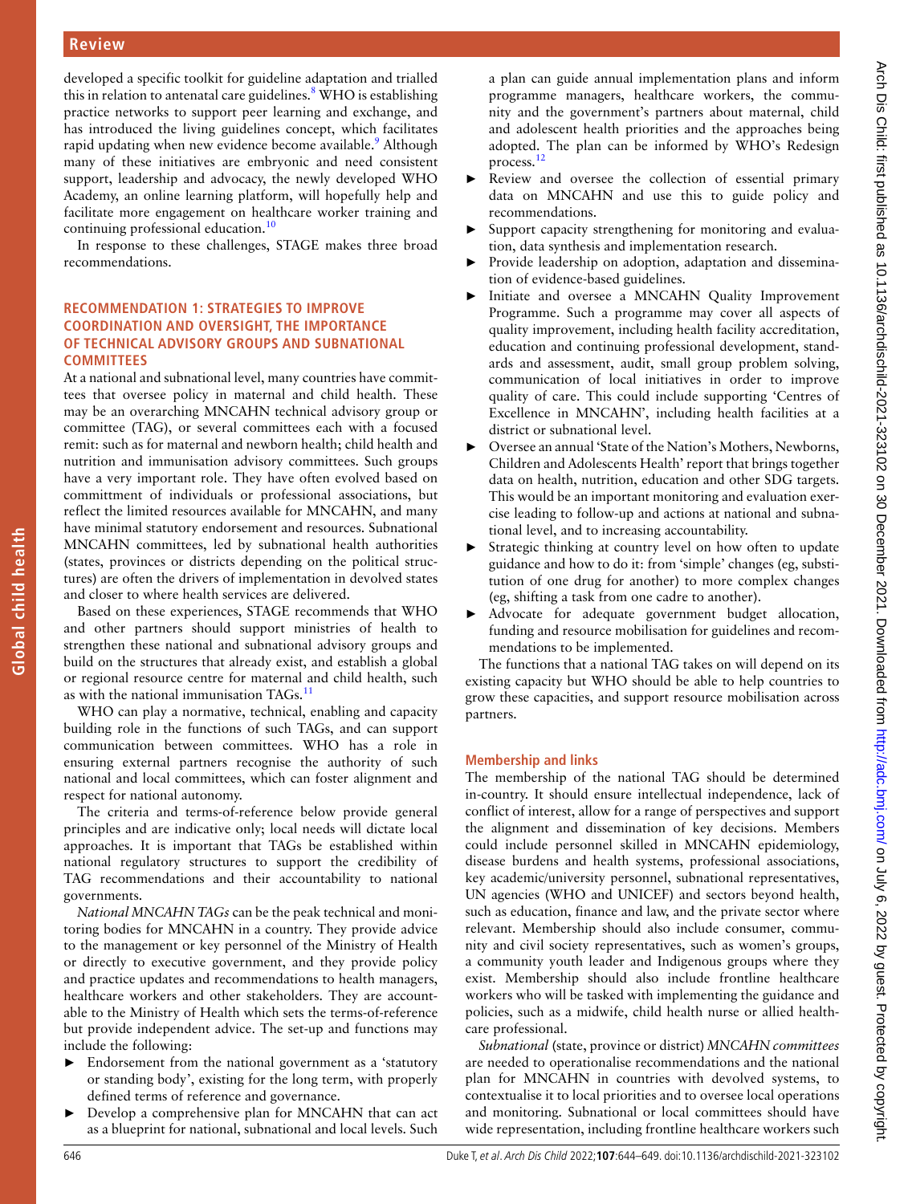developed a specific toolkit for guideline adaptation and trialled this in relation to antenatal care guidelines.[8] WHO is establishing practice networks to support peer learning and exchange, and has introduced the living guidelines concept, which facilitates rapid updating when new evidence become available.[9] Although many of these initiatives are embryonic and need consistent support, leadership and advocacy, the newly developed WHO Academy, an online learning platform, will hopefully help and facilitate more engagement on healthcare worker training and continuing professional education.[10]

In response to these challenges, STAGE makes three broad recommendations.

## RECOMMENDATION 1: STRATEGIES TO IMPROVE COORDINATION AND OVERSIGHT, THE IMPORTANCE OF TECHNICAL ADVISORY GROUPS AND SUBNATIONAL COMMITTEES

At a national and subnational level, many countries have committees that oversee policy in maternal and child health. These may be an overarching MNCAHN technical advisory group or committee (TAG), or several committees each with a focused remit: such as for maternal and newborn health; child health and nutrition and immunisation advisory committees. Such groups have a very important role. They have often evolved based on committment of individuals or professional associations, but reflect the limited resources available for MNCAHN, and many have minimal statutory endorsement and resources. Subnational MNCAHN committees, led by subnational health authorities (states, provinces or districts depending on the political structures) are often the drivers of implementation in devolved states and closer to where health services are delivered.

Based on these experiences, STAGE recommends that WHO and other partners should support ministries of health to strengthen these national and subnational advisory groups and build on the structures that already exist, and establish a global or regional resource centre for maternal and child health, such as with the national immunisation TAGs.[11]

WHO can play a normative, technical, enabling and capacity building role in the functions of such TAGs, and can support communication between committees. WHO has a role in ensuring external partners recognise the authority of such national and local committees, which can foster alignment and respect for national autonomy.

The criteria and terms-of-reference below provide general principles and are indicative only; local needs will dictate local approaches. It is important that TAGs be established within national regulatory structures to support the credibility of TAG recommendations and their accountability to national governments.

*National MNCAHN TAGs* can be the peak technical and monitoring bodies for MNCAHN in a country. They provide advice to the management or key personnel of the Ministry of Health or directly to executive government, and they provide policy and practice updates and recommendations to health managers, healthcare workers and other stakeholders. They are accountable to the Ministry of Health which sets the terms-of-reference but provide independent advice. The set-up and functions may include the following:

- Endorsement from the national government as a 'statutory or standing body', existing for the long term, with properly defined terms of reference and governance.
- Develop a comprehensive plan for MNCAHN that can act as a blueprint for national, subnational and local levels. Such a plan can guide annual implementation plans and inform programme managers, healthcare workers, the community and the government's partners about maternal, child and adolescent health priorities and the approaches being adopted. The plan can be informed by WHO's Redesign process.[12]
- Review and oversee the collection of essential primary data on MNCAHN and use this to guide policy and recommendations.
- Support capacity strengthening for monitoring and evaluation, data synthesis and implementation research.
- Provide leadership on adoption, adaptation and dissemination of evidence-based guidelines.
- Initiate and oversee a MNCAHN Quality Improvement Programme. Such a programme may cover all aspects of quality improvement, including health facility accreditation, education and continuing professional development, standards and assessment, audit, small group problem solving, communication of local initiatives in order to improve quality of care. This could include supporting 'Centres of Excellence in MNCAHN', including health facilities at a district or subnational level.
- Oversee an annual 'State of the Nation's Mothers, Newborns, Children and Adolescents Health' report that brings together data on health, nutrition, education and other SDG targets. This would be an important monitoring and evaluation exercise leading to follow-up and actions at national and subnational level, and to increasing accountability.
- Strategic thinking at country level on how often to update guidance and how to do it: from 'simple' changes (eg, substitution of one drug for another) to more complex changes (eg, shifting a task from one cadre to another).
- Advocate for adequate government budget allocation, funding and resource mobilisation for guidelines and recommendations to be implemented.

The functions that a national TAG takes on will depend on its existing capacity but WHO should be able to help countries to grow these capacities, and support resource mobilisation across partners.

### Membership and links

The membership of the national TAG should be determined in-country. It should ensure intellectual independence, lack of conflict of interest, allow for a range of perspectives and support the alignment and dissemination of key decisions. Members could include personnel skilled in MNCAHN epidemiology, disease burdens and health systems, professional associations, key academic/university personnel, subnational representatives, UN agencies (WHO and UNICEF) and sectors beyond health, such as education, finance and law, and the private sector where relevant. Membership should also include consumer, community and civil society representatives, such as women's groups, a community youth leader and Indigenous groups where they exist. Membership should also include frontline healthcare workers who will be tasked with implementing the guidance and policies, such as a midwife, child health nurse or allied healthcare professional.

*Subnational* (state, province or district) *MNCAHN committees* are needed to operationalise recommendations and the national plan for MNCAHN in countries with devolved systems, to contextualise it to local priorities and to oversee local operations and monitoring. Subnational or local committees should have wide representation, including frontline healthcare workers such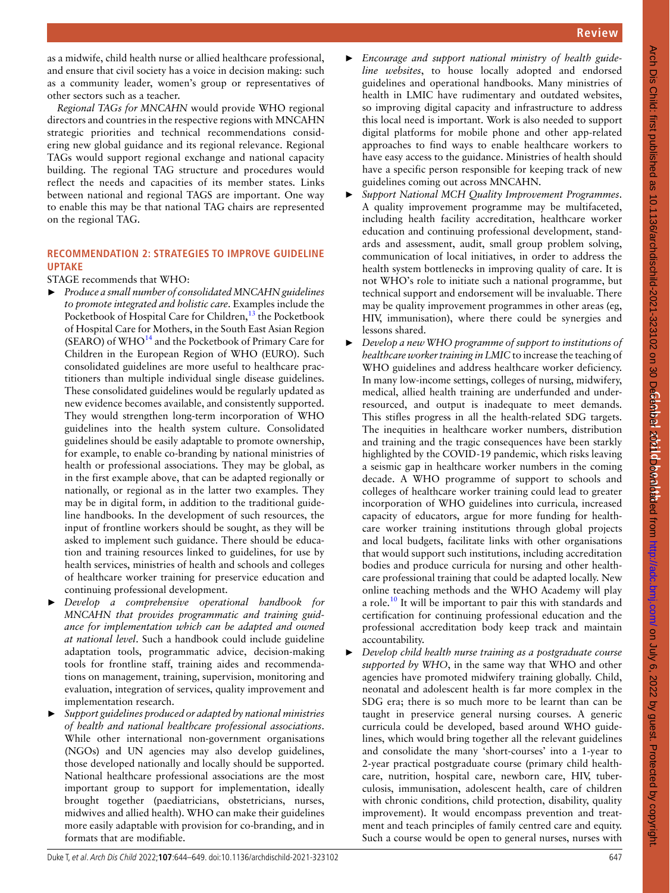as a midwife, child health nurse or allied healthcare professional, and ensure that civil society has a voice in decision making: such as a community leader, women's group or representatives of other sectors such as a teacher.

*Regional TAGs for MNCAHN* would provide WHO regional directors and countries in the respective regions with MNCAHN strategic priorities and technical recommendations considering new global guidance and its regional relevance. Regional TAGs would support regional exchange and national capacity building. The regional TAG structure and procedures would reflect the needs and capacities of its member states. Links between national and regional TAGS are important. One way to enable this may be that national TAG chairs are represented on the regional TAG.

## RECOMMENDATION 2: STRATEGIES TO IMPROVE GUIDELINE UPTAKE

STAGE recommends that WHO:

- *Produce a small number of consolidated MNCAHN guidelines to promote integrated and holistic care*. Examples include the Pocketbook of Hospital Care for Children,[13] the Pocketbook of Hospital Care for Mothers, in the South East Asian Region (SEARO) of WHO[14] and the Pocketbook of Primary Care for Children in the European Region of WHO (EURO). Such consolidated guidelines are more useful to healthcare practitioners than multiple individual single disease guidelines. These consolidated guidelines would be regularly updated as new evidence becomes available, and consistently supported. They would strengthen long-term incorporation of WHO guidelines into the health system culture. Consolidated guidelines should be easily adaptable to promote ownership, for example, to enable co-branding by national ministries of health or professional associations. They may be global, as in the first example above, that can be adapted regionally or nationally, or regional as in the latter two examples. They may be in digital form, in addition to the traditional guideline handbooks. In the development of such resources, the input of frontline workers should be sought, as they will be asked to implement such guidance. There should be education and training resources linked to guidelines, for use by health services, ministries of health and schools and colleges of healthcare worker training for preservice education and continuing professional development.
- *Develop a comprehensive operational handbook for MNCAHN that provides programmatic and training guidance for implementation which can be adapted and owned at national level*. Such a handbook could include guideline adaptation tools, programmatic advice, decision-making tools for frontline staff, training aides and recommendations on management, training, supervision, monitoring and evaluation, integration of services, quality improvement and implementation research.
- *Support guidelines produced or adapted by national ministries of health and national healthcare professional associations*. While other international non-government organisations (NGOs) and UN agencies may also develop guidelines, those developed nationally and locally should be supported. National healthcare professional associations are the most important group to support for implementation, ideally brought together (paediatricians, obstetricians, nurses, midwives and allied health). WHO can make their guidelines more easily adaptable with provision for co-branding, and in formats that are modifiable.
- *Encourage and support national ministry of health guideline websites*, to house locally adopted and endorsed guidelines and operational handbooks. Many ministries of health in LMIC have rudimentary and outdated websites, so improving digital capacity and infrastructure to address this local need is important. Work is also needed to support digital platforms for mobile phone and other app-related approaches to find ways to enable healthcare workers to have easy access to the guidance. Ministries of health should have a specific person responsible for keeping track of new guidelines coming out across MNCAHN.
- *Support National MCH Quality Improvement Programmes*. A quality improvement programme may be multifaceted, including health facility accreditation, healthcare worker education and continuing professional development, standards and assessment, audit, small group problem solving, communication of local initiatives, in order to address the health system bottlenecks in improving quality of care. It is not WHO's role to initiate such a national programme, but technical support and endorsement will be invaluable. There may be quality improvement programmes in other areas (eg, HIV, immunisation), where there could be synergies and lessons shared.
- *Develop a new WHO programme of support to institutions of healthcare worker training in LMIC* to increase the teaching of WHO guidelines and address healthcare worker deficiency. In many low-income settings, colleges of nursing, midwifery, medical, allied health training are underfunded and under-resourced, and output is inadequate to meet demands. This stifles progress in all the health-related SDG targets. The inequities in healthcare worker numbers, distribution and training and the tragic consequences have been starkly highlighted by the COVID-19 pandemic, which risks leaving a seismic gap in healthcare worker numbers in the coming decade. A WHO programme of support to schools and colleges of healthcare worker training could lead to greater incorporation of WHO guidelines into curricula, increased capacity of educators, argue for more funding for healthcare worker training institutions through global projects and local budgets, facilitate links with other organisations that would support such institutions, including accreditation bodies and produce curricula for nursing and other healthcare professional training that could be adapted locally. New online teaching methods and the WHO Academy will play a role.[10] It will be important to pair this with standards and certification for continuing professional education and the professional accreditation body keep track and maintain accountability.
- *Develop child health nurse training as a postgraduate course supported by WHO*, in the same way that WHO and other agencies have promoted midwifery training globally. Child, neonatal and adolescent health is far more complex in the SDG era; there is so much more to be learnt than can be taught in preservice general nursing courses. A generic curricula could be developed, based around WHO guidelines, which would bring together all the relevant guidelines and consolidate the many 'short-courses' into a 1-year to 2-year practical postgraduate course (primary child healthcare, nutrition, hospital care, newborn care, HIV, tuberculosis, immunisation, adolescent health, care of children with chronic conditions, child protection, disability, quality improvement). It would encompass prevention and treatment and teach principles of family centred care and equity. Such a course would be open to general nurses, nurses with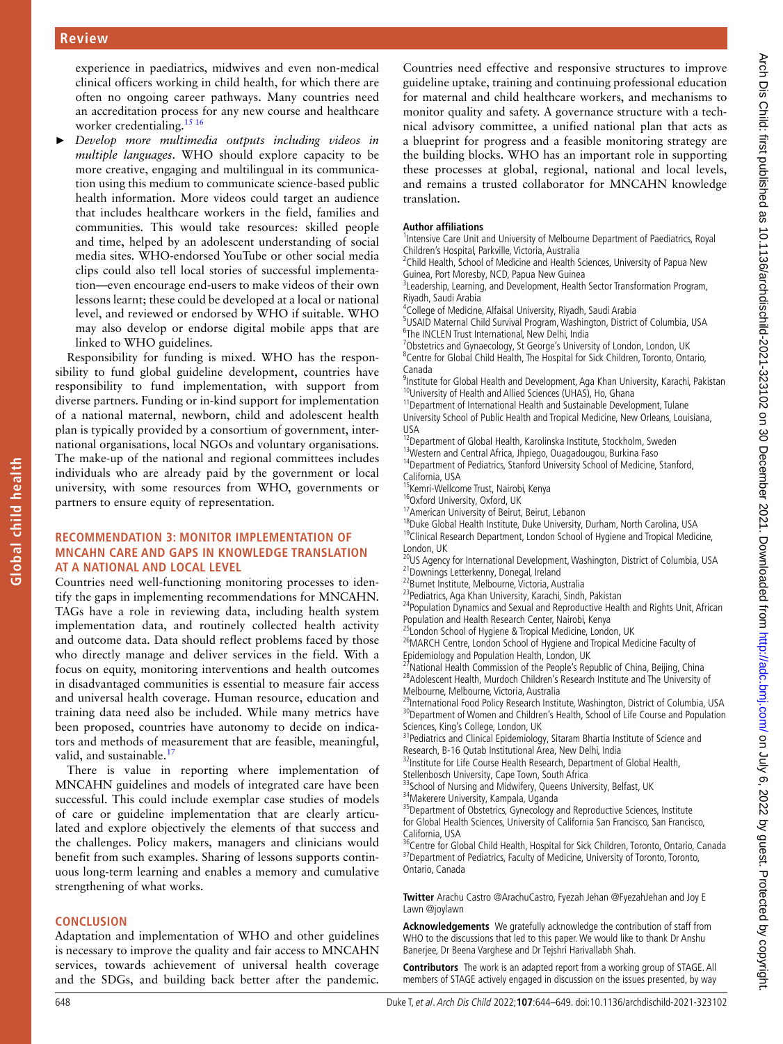experience in paediatrics, midwives and even non-medical clinical officers working in child health, for which there are often no ongoing career pathways. Many countries need an accreditation process for any new course and healthcare worker credentialing.[15 16]

- *Develop more multimedia outputs including videos in multiple languages*. WHO should explore capacity to be more creative, engaging and multilingual in its communication using this medium to communicate science-based public health information. More videos could target an audience that includes healthcare workers in the field, families and communities. This would take resources: skilled people and time, helped by an adolescent understanding of social media sites. WHO-endorsed YouTube or other social media clips could also tell local stories of successful implementation—even encourage end-users to make videos of their own lessons learnt; these could be developed at a local or national level, and reviewed or endorsed by WHO if suitable. WHO may also develop or endorse digital mobile apps that are linked to WHO guidelines.

Responsibility for funding is mixed. WHO has the responsibility to fund global guideline development, countries have responsibility to fund implementation, with support from diverse partners. Funding or in-kind support for implementation of a national maternal, newborn, child and adolescent health plan is typically provided by a consortium of government, international organisations, local NGOs and voluntary organisations. The make-up of the national and regional committees includes individuals who are already paid by the government or local university, with some resources from WHO, governments or partners to ensure equity of representation.

## RECOMMENDATION 3: MONITOR IMPLEMENTATION OF MNCAHN CARE AND GAPS IN KNOWLEDGE TRANSLATION AT A NATIONAL AND LOCAL LEVEL

Countries need well-functioning monitoring processes to identify the gaps in implementing recommendations for MNCAHN. TAGs have a role in reviewing data, including health system implementation data, and routinely collected health activity and outcome data. Data should reflect problems faced by those who directly manage and deliver services in the field. With a focus on equity, monitoring interventions and health outcomes in disadvantaged communities is essential to measure fair access and universal health coverage. Human resource, education and training data need also be included. While many metrics have been proposed, countries have autonomy to decide on indicators and methods of measurement that are feasible, meaningful, valid, and sustainable.[17]

There is value in reporting where implementation of MNCAHN guidelines and models of integrated care have been successful. This could include exemplar case studies of models of care or guideline implementation that are clearly articulated and explore objectively the elements of that success and the challenges. Policy makers, managers and clinicians would benefit from such examples. Sharing of lessons supports continuous long-term learning and enables a memory and cumulative strengthening of what works.

## CONCLUSION

Adaptation and implementation of WHO and other guidelines is necessary to improve the quality and fair access to MNCAHN services, towards achievement of universal health coverage and the SDGs, and building back better after the pandemic. Countries need effective and responsive structures to improve guideline uptake, training and continuing professional education for maternal and child healthcare workers, and mechanisms to monitor quality and safety. A governance structure with a technical advisory committee, a unified national plan that acts as a blueprint for progress and a feasible monitoring strategy are the building blocks. WHO has an important role in supporting these processes at global, regional, national and local levels, and remains a trusted collaborator for MNCAHN knowledge translation.

**Author affiliations**

[1]Intensive Care Unit and University of Melbourne Department of Paediatrics, Royal Children's Hospital, Parkville, Victoria, Australia
[2]Child Health, School of Medicine and Health Sciences, University of Papua New Guinea, Port Moresby, NCD, Papua New Guinea
[3]Leadership, Learning, and Development, Health Sector Transformation Program, Riyadh, Saudi Arabia
[4]College of Medicine, Alfaisal University, Riyadh, Saudi Arabia
[5]USAID Maternal Child Survival Program, Washington, District of Columbia, USA
[6]The INCLEN Trust International, New Delhi, India
[7]Obstetrics and Gynaecology, St George's University of London, London, UK
[8]Centre for Global Child Health, The Hospital for Sick Children, Toronto, Ontario, Canada
[9]Institute for Global Health and Development, Aga Khan University, Karachi, Pakistan
[10]University of Health and Allied Sciences (UHAS), Ho, Ghana
[11]Department of International Health and Sustainable Development, Tulane University School of Public Health and Tropical Medicine, New Orleans, Louisiana, USA
[12]Department of Global Health, Karolinska Institute, Stockholm, Sweden
[13]Western and Central Africa, Jhpiego, Ouagadougou, Burkina Faso
[14]Department of Pediatrics, Stanford University School of Medicine, Stanford, California, USA
[15]Kemri-Wellcome Trust, Nairobi, Kenya
[16]Oxford University, Oxford, UK
[17]American University of Beirut, Beirut, Lebanon
[18]Duke Global Health Institute, Duke University, Durham, North Carolina, USA
[19]Clinical Research Department, London School of Hygiene and Tropical Medicine, London, UK
[20]US Agency for International Development, Washington, District of Columbia, USA
[21]Downings Letterkenny, Donegal, Ireland
[22]Burnet Institute, Melbourne, Victoria, Australia
[23]Pediatrics, Aga Khan University, Karachi, Sindh, Pakistan
[24]Population Dynamics and Sexual and Reproductive Health and Rights Unit, African Population and Health Research Center, Nairobi, Kenya
[25]London School of Hygiene & Tropical Medicine, London, UK
[26]MARCH Centre, London School of Hygiene and Tropical Medicine Faculty of Epidemiology and Population Health, London, UK
[27]National Health Commission of the People's Republic of China, Beijing, China
[28]Adolescent Health, Murdoch Children's Research Institute and The University of Melbourne, Melbourne, Victoria, Australia
[29]International Food Policy Research Institute, Washington, District of Columbia, USA
[30]Department of Women and Children's Health, School of Life Course and Population Sciences, King's College, London, UK
[31]Pediatrics and Clinical Epidemiology, Sitaram Bhartia Institute of Science and Research, B-16 Qutab Institutional Area, New Delhi, India
[32]Institute for Life Course Health Research, Department of Global Health, Stellenbosch University, Cape Town, South Africa
[33]School of Nursing and Midwifery, Queens University, Belfast, UK
[34]Makerere University, Kampala, Uganda
[35]Department of Obstetrics, Gynecology and Reproductive Sciences, Institute for Global Health Sciences, University of California San Francisco, San Francisco, California, USA
[36]Centre for Global Child Health, Hospital for Sick Children, Toronto, Ontario, Canada
[37]Department of Pediatrics, Faculty of Medicine, University of Toronto, Toronto, Ontario, Canada

**Twitter** Arachu Castro @ArachuCastro, Fyezah Jehan @FyezahJehan and Joy E Lawn @joylawn

**Acknowledgements** We gratefully acknowledge the contribution of staff from WHO to the discussions that led to this paper. We would like to thank Dr Anshu Banerjee, Dr Beena Varghese and Dr Tejshri Harivallabh Shah.

**Contributors** The work is an adapted report from a working group of STAGE. All members of STAGE actively engaged in discussion on the issues presented, by way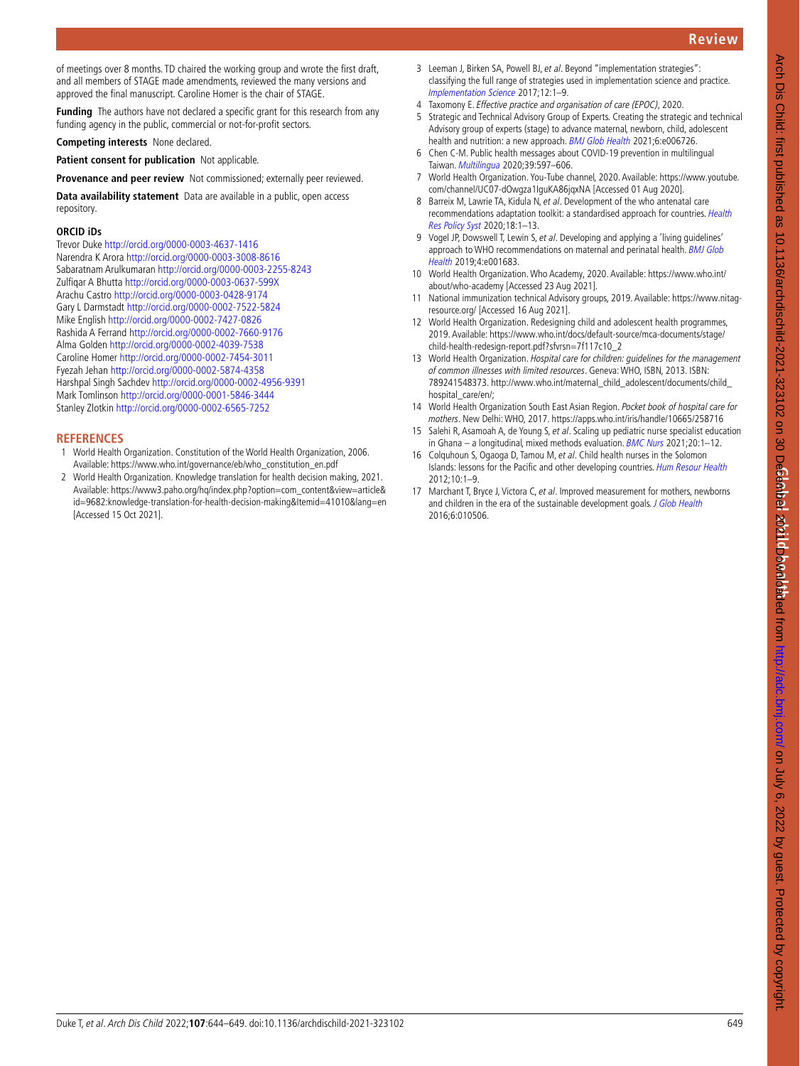of meetings over 8 months. TD chaired the working group and wrote the first draft, and all members of STAGE made amendments, reviewed the many versions and approved the final manuscript. Caroline Homer is the chair of STAGE.

**Funding** The authors have not declared a specific grant for this research from any funding agency in the public, commercial or not-for-profit sectors.

**Competing interests** None declared.

**Patient consent for publication** Not applicable.

**Provenance and peer review** Not commissioned; externally peer reviewed.

**Data availability statement** Data are available in a public, open access repository.

**ORCID iDs**

Trevor Duke http://orcid.org/0000-0003-4637-1416
Narendra K Arora http://orcid.org/0000-0003-3008-8616
Sabaratnam Arulkumaran http://orcid.org/0000-0003-2255-8243
Zulfiqar A Bhutta http://orcid.org/0000-0003-0637-599X
Arachu Castro http://orcid.org/0000-0003-0428-9174
Gary L Darmstadt http://orcid.org/0000-0002-7522-5824
Mike English http://orcid.org/0000-0002-7427-0826
Rashida A Ferrand http://orcid.org/0000-0002-7660-9176
Alma Golden http://orcid.org/0000-0002-4039-7538
Caroline Homer http://orcid.org/0000-0002-7454-3011
Fyezah Jehan http://orcid.org/0000-0002-5874-4358
Harshpal Singh Sachdev http://orcid.org/0000-0002-4956-9391
Mark Tomlinson http://orcid.org/0000-0001-5846-3444
Stanley Zlotkin http://orcid.org/0000-0002-6565-7252

## REFERENCES

1. World Health Organization. Constitution of the World Health Organization, 2006. Available: https://www.who.int/governance/eb/who_constitution_en.pdf
2. World Health Organization. Knowledge translation for health decision making, 2021. Available: https://www3.paho.org/hq/index.php?option=com_content&view=article&id=9682:knowledge-translation-for-health-decision-making&Itemid=41010&lang=en [Accessed 15 Oct 2021].
3. Leeman J, Birken SA, Powell BJ, *et al*. Beyond "implementation strategies": classifying the full range of strategies used in implementation science and practice. *Implementation Science* 2017;12:1–9.
4. Taxomony E. *Effective practice and organisation of care (EPOC)*, 2020.
5. Strategic and Technical Advisory Group of Experts. Creating the strategic and technical Advisory group of experts (stage) to advance maternal, newborn, child, adolescent health and nutrition: a new approach. *BMJ Glob Health* 2021;6:e006726.
6. Chen C-M. Public health messages about COVID-19 prevention in multilingual Taiwan. *Multilingua* 2020;39:597–606.
7. World Health Organization. You-Tube channel, 2020. Available: https://www.youtube.com/channel/UC07-dOwgza1IguKA86jqxNA [Accessed 01 Aug 2020].
8. Barreix M, Lawrie TA, Kidula N, *et al*. Development of the who antenatal care recommendations adaptation toolkit: a standardised approach for countries. *Health Res Policy Syst* 2020;18:1–13.
9. Vogel JP, Dowswell T, Lewin S, *et al*. Developing and applying a 'living guidelines' approach to WHO recommendations on maternal and perinatal health. *BMJ Glob Health* 2019;4:e001683.
10. World Health Organization. Who Academy, 2020. Available: https://www.who.int/about/who-academy [Accessed 23 Aug 2021].
11. National immunization technical Advisory groups, 2019. Available: https://www.nitag-resource.org/ [Accessed 16 Aug 2021].
12. World Health Organization. Redesigning child and adolescent health programmes, 2019. Available: https://www.who.int/docs/default-source/mca-documents/stage/child-health-redesign-report.pdf?sfvrsn=7f117c10_2
13. World Health Organization. *Hospital care for children: guidelines for the management of common illnesses with limited resources*. Geneva: WHO, ISBN, 2013. ISBN: 789241548373. http://www.who.int/maternal_child_adolescent/documents/child_hospital_care/en/;
14. World Health Organization South East Asian Region. *Pocket book of hospital care for mothers*. New Delhi: WHO, 2017. https://apps.who.int/iris/handle/10665/258716
15. Salehi R, Asamoah A, de Young S, *et al*. Scaling up pediatric nurse specialist education in Ghana – a longitudinal, mixed methods evaluation. *BMC Nurs* 2021;20:1–12.
16. Colquhoun S, Ogaoga D, Tamou M, *et al*. Child health nurses in the Solomon Islands: lessons for the Pacific and other developing countries. *Hum Resour Health* 2012;10:1–9.
17. Marchant T, Bryce J, Victora C, *et al*. Improved measurement for mothers, newborns and children in the era of the sustainable development goals. *J Glob Health* 2016;6:010506.